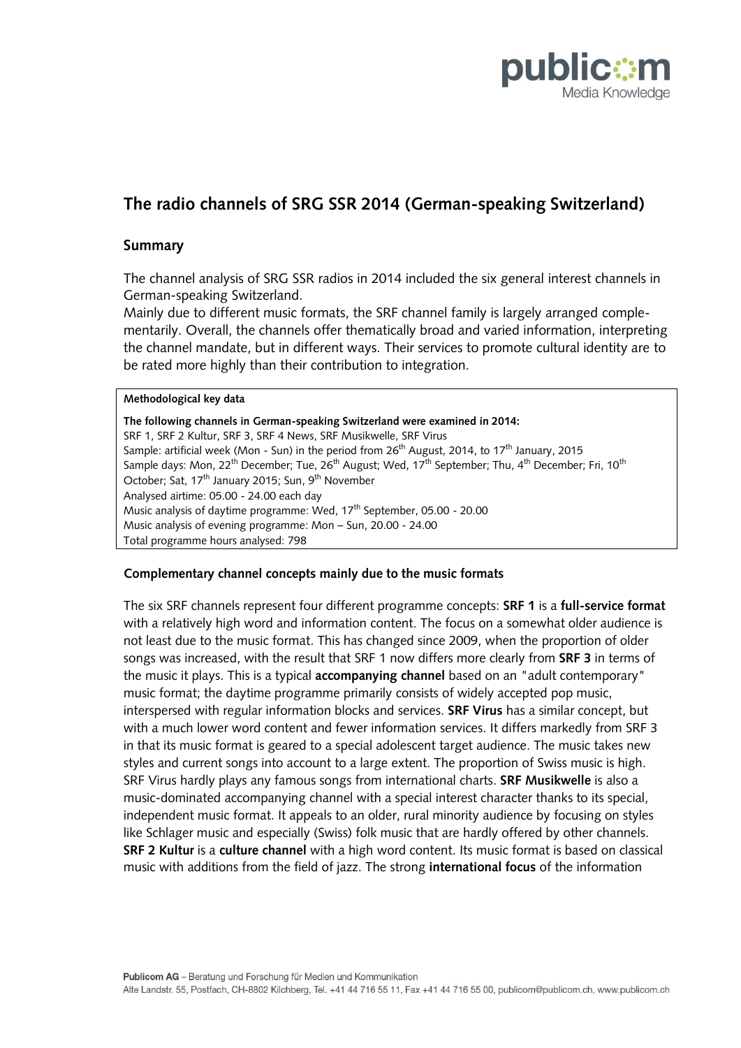# The radio channels of SRG SSR 2014 (German-speaking Switzerland)

## Summary

The channel analysis of SRG SSR radios in 2014 included the six general interest channels in German-speaking Switzerland.
Mainly due to different music formats, the SRF channel family is largely arranged complementarily. Overall, the channels offer thematically broad and varied information, interpreting the channel mandate, but in different ways. Their services to promote cultural identity are to be rated more highly than their contribution to integration.

> **Methodological key data**
>
> **The following channels in German-speaking Switzerland were examined in 2014:**
> SRF 1, SRF 2 Kultur, SRF 3, SRF 4 News, SRF Musikwelle, SRF Virus
> Sample: artificial week (Mon - Sun) in the period from 26th August, 2014, to 17th January, 2015
> Sample days: Mon, 22nd December; Tue, 26th August; Wed, 17th September; Thu, 4th December; Fri, 10th October; Sat, 17th January 2015; Sun, 9th November
> Analysed airtime: 05.00 - 24.00 each day
> Music analysis of daytime programme: Wed, 17th September, 05.00 - 20.00
> Music analysis of evening programme: Mon – Sun, 20.00 - 24.00
> Total programme hours analysed: 798

### Complementary channel concepts mainly due to the music formats

The six SRF channels represent four different programme concepts: **SRF 1** is a **full-service format** with a relatively high word and information content. The focus on a somewhat older audience is not least due to the music format. This has changed since 2009, when the proportion of older songs was increased, with the result that SRF 1 now differs more clearly from **SRF 3** in terms of the music it plays. This is a typical **accompanying channel** based on an "adult contemporary" music format; the daytime programme primarily consists of widely accepted pop music, interspersed with regular information blocks and services. **SRF Virus** has a similar concept, but with a much lower word content and fewer information services. It differs markedly from SRF 3 in that its music format is geared to a special adolescent target audience. The music takes new styles and current songs into account to a large extent. The proportion of Swiss music is high. SRF Virus hardly plays any famous songs from international charts. **SRF Musikwelle** is also a music-dominated accompanying channel with a special interest character thanks to its special, independent music format. It appeals to an older, rural minority audience by focusing on styles like Schlager music and especially (Swiss) folk music that are hardly offered by other channels. **SRF 2 Kultur** is a **culture channel** with a high word content. Its music format is based on classical music with additions from the field of jazz. The strong **international focus** of the information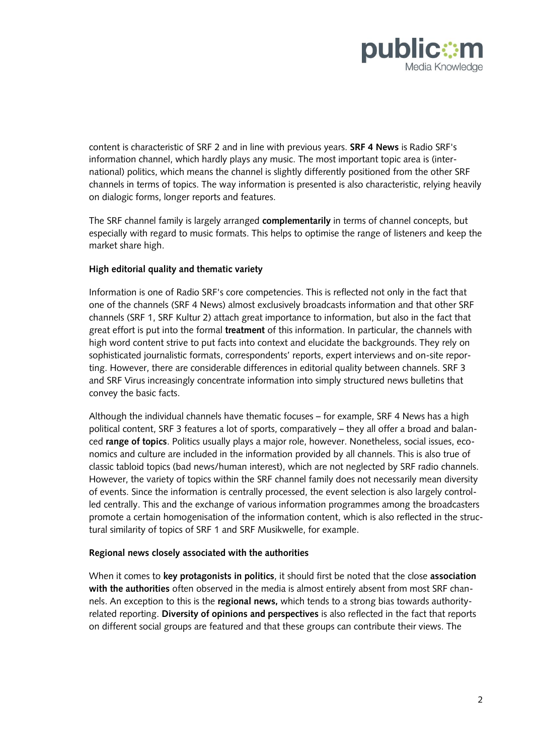content is characteristic of SRF 2 and in line with previous years. **SRF 4 News** is Radio SRF's information channel, which hardly plays any music. The most important topic area is (international) politics, which means the channel is slightly differently positioned from the other SRF channels in terms of topics. The way information is presented is also characteristic, relying heavily on dialogic forms, longer reports and features.

The SRF channel family is largely arranged **complementarily** in terms of channel concepts, but especially with regard to music formats. This helps to optimise the range of listeners and keep the market share high.

**High editorial quality and thematic variety**

Information is one of Radio SRF's core competencies. This is reflected not only in the fact that one of the channels (SRF 4 News) almost exclusively broadcasts information and that other SRF channels (SRF 1, SRF Kultur 2) attach great importance to information, but also in the fact that great effort is put into the formal **treatment** of this information. In particular, the channels with high word content strive to put facts into context and elucidate the backgrounds. They rely on sophisticated journalistic formats, correspondents' reports, expert interviews and on-site reporting. However, there are considerable differences in editorial quality between channels. SRF 3 and SRF Virus increasingly concentrate information into simply structured news bulletins that convey the basic facts.

Although the individual channels have thematic focuses – for example, SRF 4 News has a high political content, SRF 3 features a lot of sports, comparatively – they all offer a broad and balanced **range of topics**. Politics usually plays a major role, however. Nonetheless, social issues, economics and culture are included in the information provided by all channels. This is also true of classic tabloid topics (bad news/human interest), which are not neglected by SRF radio channels. However, the variety of topics within the SRF channel family does not necessarily mean diversity of events. Since the information is centrally processed, the event selection is also largely controlled centrally. This and the exchange of various information programmes among the broadcasters promote a certain homogenisation of the information content, which is also reflected in the structural similarity of topics of SRF 1 and SRF Musikwelle, for example.

**Regional news closely associated with the authorities**

When it comes to **key protagonists in politics**, it should first be noted that the close **association with the authorities** often observed in the media is almost entirely absent from most SRF channels. An exception to this is the **regional news,** which tends to a strong bias towards authority-related reporting. **Diversity of opinions and perspectives** is also reflected in the fact that reports on different social groups are featured and that these groups can contribute their views. The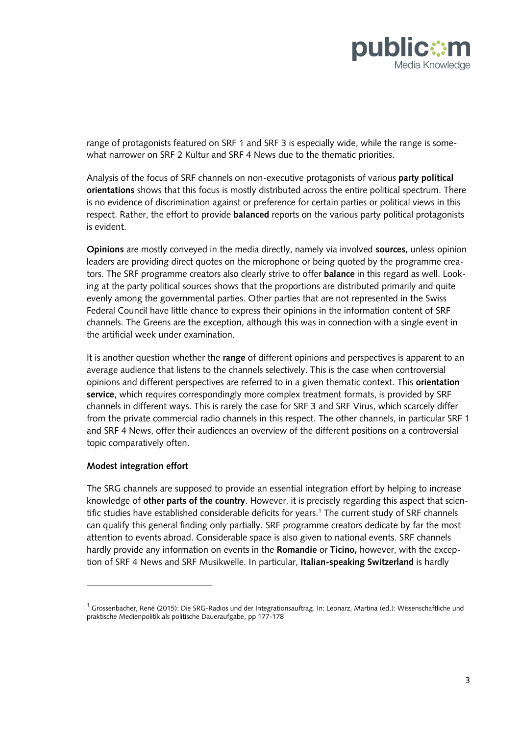range of protagonists featured on SRF 1 and SRF 3 is especially wide, while the range is somewhat narrower on SRF 2 Kultur and SRF 4 News due to the thematic priorities.

Analysis of the focus of SRF channels on non-executive protagonists of various **party political orientations** shows that this focus is mostly distributed across the entire political spectrum. There is no evidence of discrimination against or preference for certain parties or political views in this respect. Rather, the effort to provide **balanced** reports on the various party political protagonists is evident.

**Opinions** are mostly conveyed in the media directly, namely via involved **sources,** unless opinion leaders are providing direct quotes on the microphone or being quoted by the programme creators. The SRF programme creators also clearly strive to offer **balance** in this regard as well. Looking at the party political sources shows that the proportions are distributed primarily and quite evenly among the governmental parties. Other parties that are not represented in the Swiss Federal Council have little chance to express their opinions in the information content of SRF channels. The Greens are the exception, although this was in connection with a single event in the artificial week under examination.

It is another question whether the **range** of different opinions and perspectives is apparent to an average audience that listens to the channels selectively. This is the case when controversial opinions and different perspectives are referred to in a given thematic context. This **orientation service**, which requires correspondingly more complex treatment formats, is provided by SRF channels in different ways. This is rarely the case for SRF 3 and SRF Virus, which scarcely differ from the private commercial radio channels in this respect. The other channels, in particular SRF 1 and SRF 4 News, offer their audiences an overview of the different positions on a controversial topic comparatively often.

**Modest integration effort**

The SRG channels are supposed to provide an essential integration effort by helping to increase knowledge of **other parts of the country**. However, it is precisely regarding this aspect that scientific studies have established considerable deficits for years.[1] The current study of SRF channels can qualify this general finding only partially. SRF programme creators dedicate by far the most attention to events abroad. Considerable space is also given to national events. SRF channels hardly provide any information on events in the **Romandie** or **Ticino,** however, with the exception of SRF 4 News and SRF Musikwelle. In particular, **Italian-speaking Switzerland** is hardly

---

[1] Grossenbacher, René (2015): Die SRG-Radios und der Integrationsauftrag. In: Leonarz, Martina (ed.): Wissenschaftliche und praktische Medienpolitik als politische Daueraufgabe, pp 177-178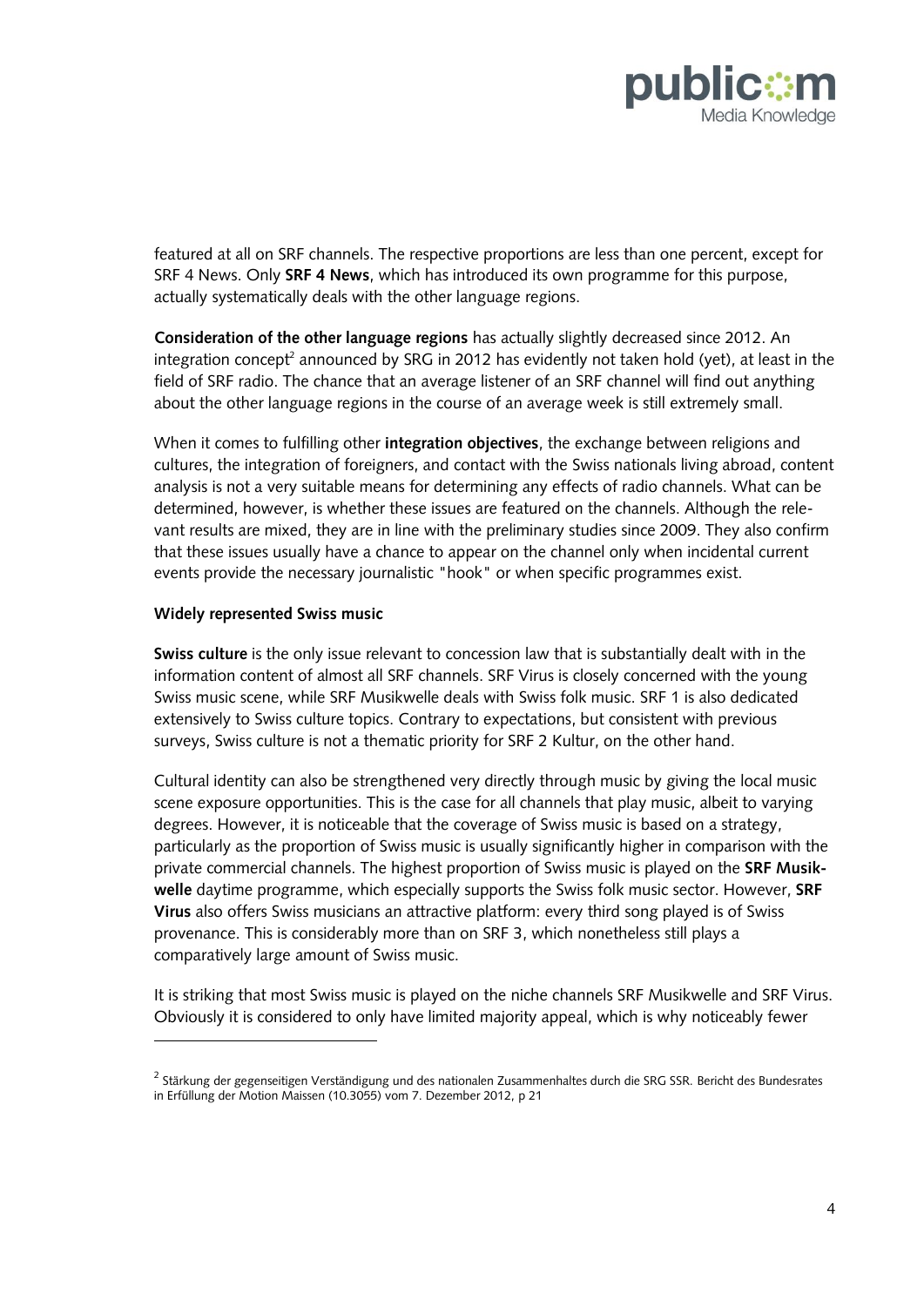featured at all on SRF channels. The respective proportions are less than one percent, except for SRF 4 News. Only **SRF 4 News**, which has introduced its own programme for this purpose, actually systematically deals with the other language regions.

**Consideration of the other language regions** has actually slightly decreased since 2012. An integration concept[2] announced by SRG in 2012 has evidently not taken hold (yet), at least in the field of SRF radio. The chance that an average listener of an SRF channel will find out anything about the other language regions in the course of an average week is still extremely small.

When it comes to fulfilling other **integration objectives**, the exchange between religions and cultures, the integration of foreigners, and contact with the Swiss nationals living abroad, content analysis is not a very suitable means for determining any effects of radio channels. What can be determined, however, is whether these issues are featured on the channels. Although the relevant results are mixed, they are in line with the preliminary studies since 2009. They also confirm that these issues usually have a chance to appear on the channel only when incidental current events provide the necessary journalistic "hook" or when specific programmes exist.

**Widely represented Swiss music**

**Swiss culture** is the only issue relevant to concession law that is substantially dealt with in the information content of almost all SRF channels. SRF Virus is closely concerned with the young Swiss music scene, while SRF Musikwelle deals with Swiss folk music. SRF 1 is also dedicated extensively to Swiss culture topics. Contrary to expectations, but consistent with previous surveys, Swiss culture is not a thematic priority for SRF 2 Kultur, on the other hand.

Cultural identity can also be strengthened very directly through music by giving the local music scene exposure opportunities. This is the case for all channels that play music, albeit to varying degrees. However, it is noticeable that the coverage of Swiss music is based on a strategy, particularly as the proportion of Swiss music is usually significantly higher in comparison with the private commercial channels. The highest proportion of Swiss music is played on the **SRF Musikwelle** daytime programme, which especially supports the Swiss folk music sector. However, **SRF Virus** also offers Swiss musicians an attractive platform: every third song played is of Swiss provenance. This is considerably more than on SRF 3, which nonetheless still plays a comparatively large amount of Swiss music.

It is striking that most Swiss music is played on the niche channels SRF Musikwelle and SRF Virus. Obviously it is considered to only have limited majority appeal, which is why noticeably fewer

[2] Stärkung der gegenseitigen Verständigung und des nationalen Zusammenhaltes durch die SRG SSR. Bericht des Bundesrates in Erfüllung der Motion Maissen (10.3055) vom 7. Dezember 2012, p 21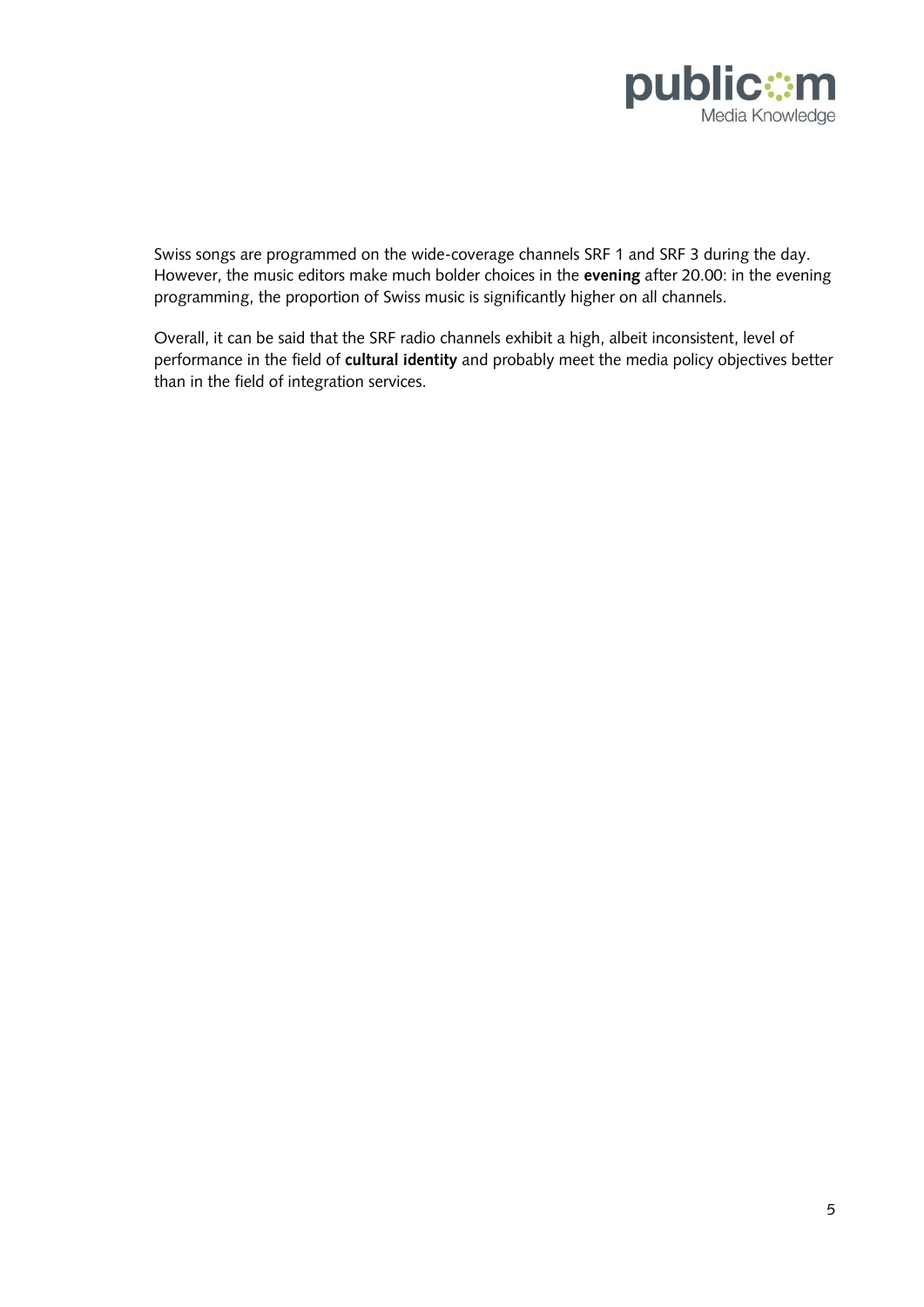Swiss songs are programmed on the wide-coverage channels SRF 1 and SRF 3 during the day. However, the music editors make much bolder choices in the **evening** after 20.00: in the evening programming, the proportion of Swiss music is significantly higher on all channels.

Overall, it can be said that the SRF radio channels exhibit a high, albeit inconsistent, level of performance in the field of **cultural identity** and probably meet the media policy objectives better than in the field of integration services.